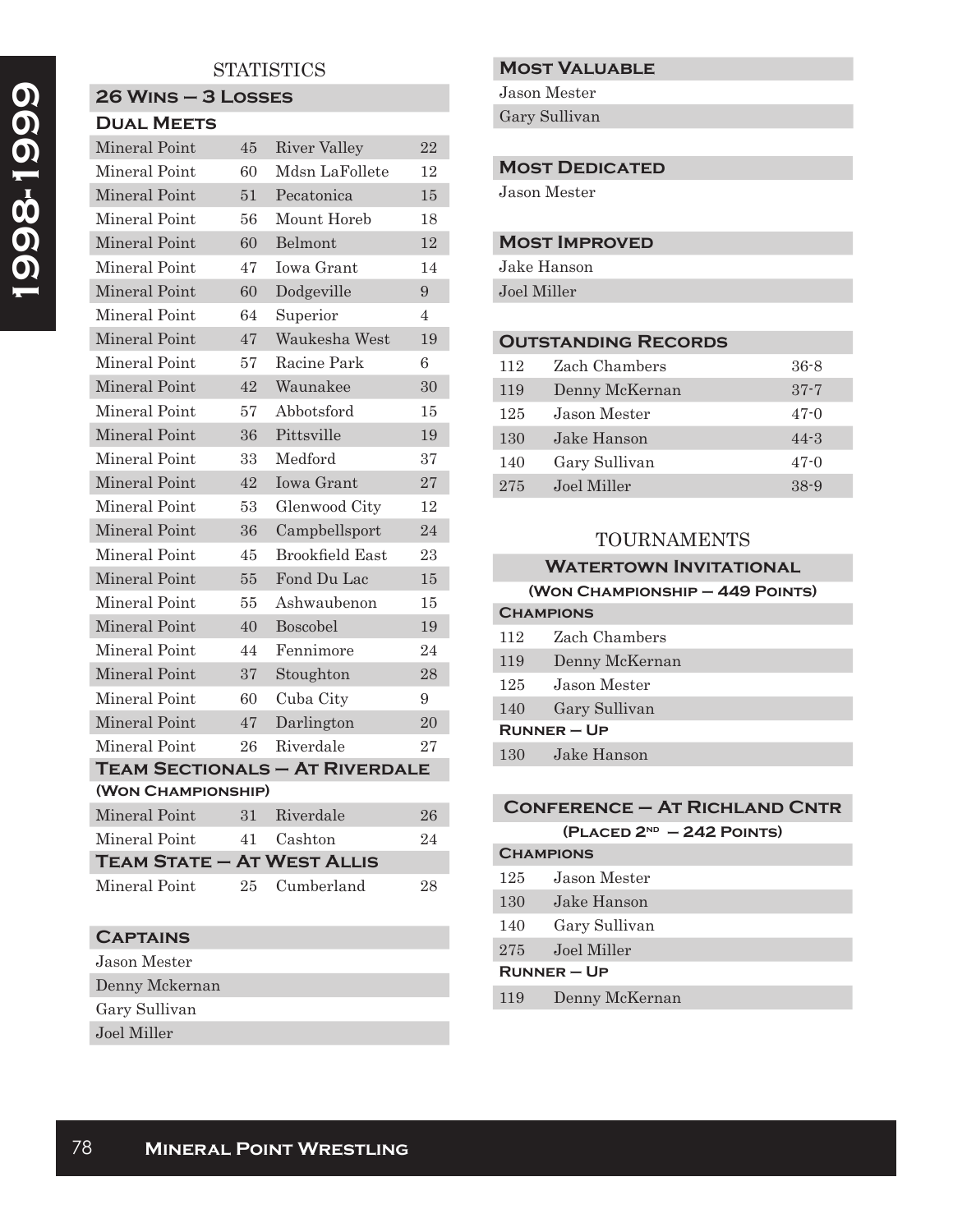# 1998-1999

## STATISTICS

### 26 Wins – 3 Losses

#### Dual Meets

| | | | |
|---|---|---|---|
| Mineral Point | 45 | River Valley | 22 |
| Mineral Point | 60 | Mdsn LaFollete | 12 |
| Mineral Point | 51 | Pecatonica | 15 |
| Mineral Point | 56 | Mount Horeb | 18 |
| Mineral Point | 60 | Belmont | 12 |
| Mineral Point | 47 | Iowa Grant | 14 |
| Mineral Point | 60 | Dodgeville | 9 |
| Mineral Point | 64 | Superior | 4 |
| Mineral Point | 47 | Waukesha West | 19 |
| Mineral Point | 57 | Racine Park | 6 |
| Mineral Point | 42 | Waunakee | 30 |
| Mineral Point | 57 | Abbotsford | 15 |
| Mineral Point | 36 | Pittsville | 19 |
| Mineral Point | 33 | Medford | 37 |
| Mineral Point | 42 | Iowa Grant | 27 |
| Mineral Point | 53 | Glenwood City | 12 |
| Mineral Point | 36 | Campbellsport | 24 |
| Mineral Point | 45 | Brookfield East | 23 |
| Mineral Point | 55 | Fond Du Lac | 15 |
| Mineral Point | 55 | Ashwaubenon | 15 |
| Mineral Point | 40 | Boscobel | 19 |
| Mineral Point | 44 | Fennimore | 24 |
| Mineral Point | 37 | Stoughton | 28 |
| Mineral Point | 60 | Cuba City | 9 |
| Mineral Point | 47 | Darlington | 20 |
| Mineral Point | 26 | Riverdale | 27 |

#### Team Sectionals – At Riverdale

**(Won Championship)**

| | | | |
|---|---|---|---|
| Mineral Point | 31 | Riverdale | 26 |
| Mineral Point | 41 | Cashton | 24 |

#### Team State – At West Allis

| | | | |
|---|---|---|---|
| Mineral Point | 25 | Cumberland | 28 |

### Captains

- Jason Mester
- Denny Mckernan
- Gary Sullivan
- Joel Miller

### Most Valuable

- Jason Mester
- Gary Sullivan

### Most Dedicated

- Jason Mester

### Most Improved

- Jake Hanson
- Joel Miller

### Outstanding Records

| | | |
|---|---|---|
| 112 | Zach Chambers | 36-8 |
| 119 | Denny McKernan | 37-7 |
| 125 | Jason Mester | 47-0 |
| 130 | Jake Hanson | 44-3 |
| 140 | Gary Sullivan | 47-0 |
| 275 | Joel Miller | 38-9 |

## TOURNAMENTS

### Watertown Invitational

**(Won Championship – 449 Points)**

**Champions**

| | |
|---|---|
| 112 | Zach Chambers |
| 119 | Denny McKernan |
| 125 | Jason Mester |
| 140 | Gary Sullivan |

**Runner – Up**

| | |
|---|---|
| 130 | Jake Hanson |

### Conference – At Richland Cntr

**(Placed 2nd – 242 Points)**

**Champions**

| | |
|---|---|
| 125 | Jason Mester |
| 130 | Jake Hanson |
| 140 | Gary Sullivan |
| 275 | Joel Miller |

**Runner – Up**

| | |
|---|---|
| 119 | Denny McKernan |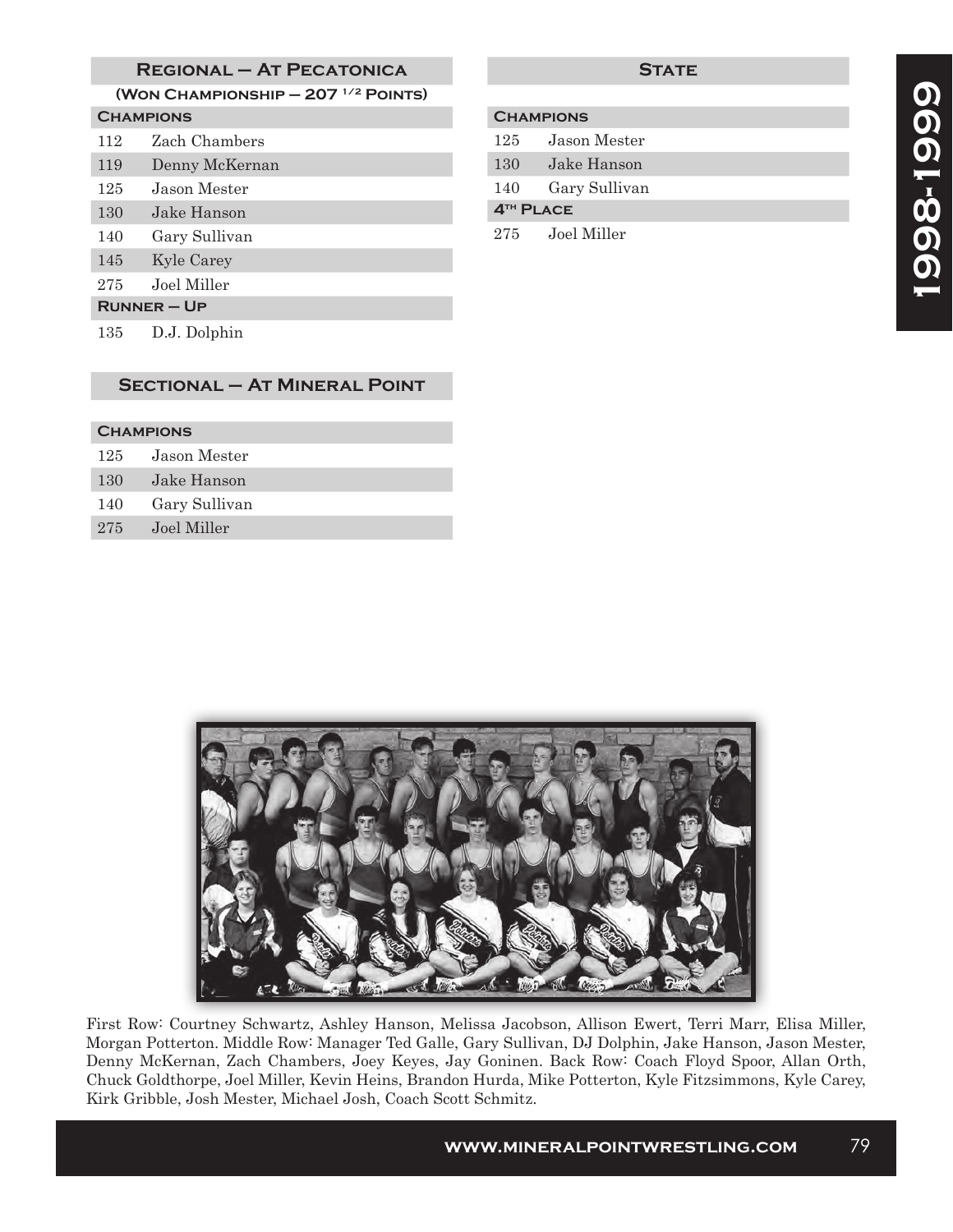## Regional – At Pecatonica

**(Won Championship – 207 1/2 Points)**

| | |
|---|---|
| **Champions** | |
| 112 | Zach Chambers |
| 119 | Denny McKernan |
| 125 | Jason Mester |
| 130 | Jake Hanson |
| 140 | Gary Sullivan |
| 145 | Kyle Carey |
| 275 | Joel Miller |
| **Runner – Up** | |
| 135 | D.J. Dolphin |

## Sectional – At Mineral Point

| | |
|---|---|
| **Champions** | |
| 125 | Jason Mester |
| 130 | Jake Hanson |
| 140 | Gary Sullivan |
| 275 | Joel Miller |

## State

| | |
|---|---|
| **Champions** | |
| 125 | Jason Mester |
| 130 | Jake Hanson |
| 140 | Gary Sullivan |
| **4th Place** | |
| 275 | Joel Miller |

First Row: Courtney Schwartz, Ashley Hanson, Melissa Jacobson, Allison Ewert, Terri Marr, Elisa Miller, Morgan Potterton. Middle Row: Manager Ted Galle, Gary Sullivan, DJ Dolphin, Jake Hanson, Jason Mester, Denny McKernan, Zach Chambers, Joey Keyes, Jay Goninen. Back Row: Coach Floyd Spoor, Allan Orth, Chuck Goldthorpe, Joel Miller, Kevin Heins, Brandon Hurda, Mike Potterton, Kyle Fitzsimmons, Kyle Carey, Kirk Gribble, Josh Mester, Michael Josh, Coach Scott Schmitz.